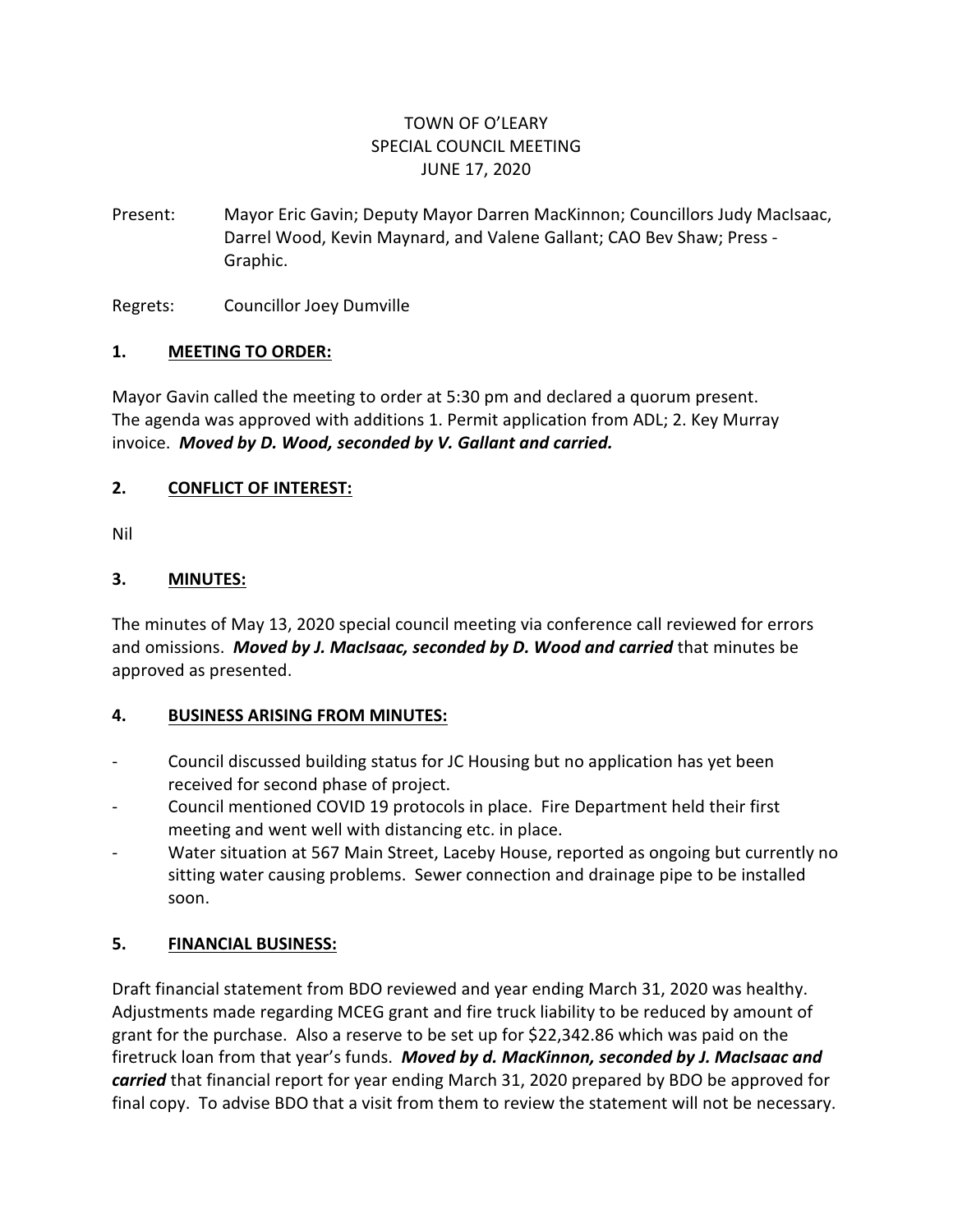TOWN OF O'LEARY
SPECIAL COUNCIL MEETING
JUNE 17, 2020

Present: Mayor Eric Gavin; Deputy Mayor Darren MacKinnon; Councillors Judy MacIsaac, Darrel Wood, Kevin Maynard, and Valene Gallant; CAO Bev Shaw; Press - Graphic.

Regrets: Councillor Joey Dumville

## 1. MEETING TO ORDER:

Mayor Gavin called the meeting to order at 5:30 pm and declared a quorum present. The agenda was approved with additions 1. Permit application from ADL; 2. Key Murray invoice. ***Moved by D. Wood, seconded by V. Gallant and carried.***

## 2. CONFLICT OF INTEREST:

Nil

## 3. MINUTES:

The minutes of May 13, 2020 special council meeting via conference call reviewed for errors and omissions. ***Moved by J. MacIsaac, seconded by D. Wood and carried*** that minutes be approved as presented.

## 4. BUSINESS ARISING FROM MINUTES:

- Council discussed building status for JC Housing but no application has yet been received for second phase of project.
- Council mentioned COVID 19 protocols in place. Fire Department held their first meeting and went well with distancing etc. in place.
- Water situation at 567 Main Street, Laceby House, reported as ongoing but currently no sitting water causing problems. Sewer connection and drainage pipe to be installed soon.

## 5. FINANCIAL BUSINESS:

Draft financial statement from BDO reviewed and year ending March 31, 2020 was healthy. Adjustments made regarding MCEG grant and fire truck liability to be reduced by amount of grant for the purchase. Also a reserve to be set up for $22,342.86 which was paid on the firetruck loan from that year's funds. ***Moved by d. MacKinnon, seconded by J. MacIsaac and carried*** that financial report for year ending March 31, 2020 prepared by BDO be approved for final copy. To advise BDO that a visit from them to review the statement will not be necessary.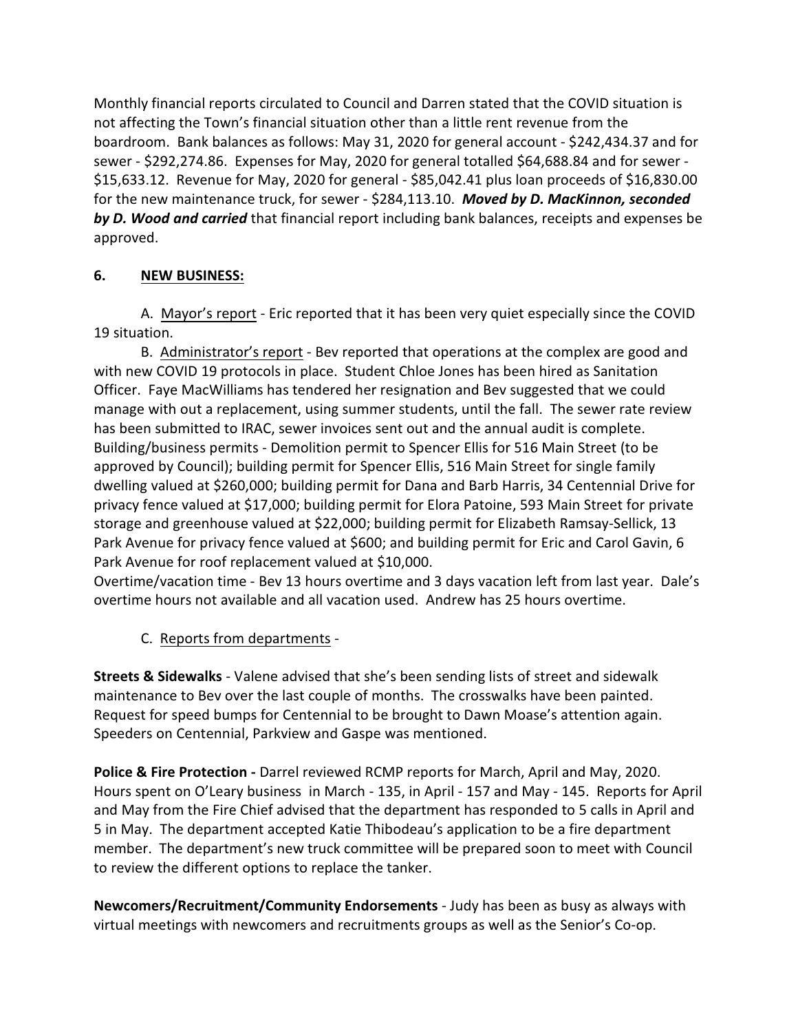Monthly financial reports circulated to Council and Darren stated that the COVID situation is not affecting the Town's financial situation other than a little rent revenue from the boardroom. Bank balances as follows: May 31, 2020 for general account - $242,434.37 and for sewer - $292,274.86. Expenses for May, 2020 for general totalled $64,688.84 and for sewer - $15,633.12. Revenue for May, 2020 for general - $85,042.41 plus loan proceeds of $16,830.00 for the new maintenance truck, for sewer - $284,113.10. ***Moved by D. MacKinnon, seconded by D. Wood and carried*** that financial report including bank balances, receipts and expenses be approved.

## 6. <u>NEW BUSINESS:</u>

A. <u>Mayor's report</u> - Eric reported that it has been very quiet especially since the COVID 19 situation.

B. <u>Administrator's report</u> - Bev reported that operations at the complex are good and with new COVID 19 protocols in place. Student Chloe Jones has been hired as Sanitation Officer. Faye MacWilliams has tendered her resignation and Bev suggested that we could manage with out a replacement, using summer students, until the fall. The sewer rate review has been submitted to IRAC, sewer invoices sent out and the annual audit is complete. Building/business permits - Demolition permit to Spencer Ellis for 516 Main Street (to be approved by Council); building permit for Spencer Ellis, 516 Main Street for single family dwelling valued at $260,000; building permit for Dana and Barb Harris, 34 Centennial Drive for privacy fence valued at $17,000; building permit for Elora Patoine, 593 Main Street for private storage and greenhouse valued at $22,000; building permit for Elizabeth Ramsay-Sellick, 13 Park Avenue for privacy fence valued at $600; and building permit for Eric and Carol Gavin, 6 Park Avenue for roof replacement valued at $10,000.

Overtime/vacation time - Bev 13 hours overtime and 3 days vacation left from last year. Dale's overtime hours not available and all vacation used. Andrew has 25 hours overtime.

C. <u>Reports from departments</u> -

**Streets & Sidewalks** - Valene advised that she's been sending lists of street and sidewalk maintenance to Bev over the last couple of months. The crosswalks have been painted. Request for speed bumps for Centennial to be brought to Dawn Moase's attention again. Speeders on Centennial, Parkview and Gaspe was mentioned.

**Police & Fire Protection -** Darrel reviewed RCMP reports for March, April and May, 2020. Hours spent on O'Leary business in March - 135, in April - 157 and May - 145. Reports for April and May from the Fire Chief advised that the department has responded to 5 calls in April and 5 in May. The department accepted Katie Thibodeau's application to be a fire department member. The department's new truck committee will be prepared soon to meet with Council to review the different options to replace the tanker.

**Newcomers/Recruitment/Community Endorsements** - Judy has been as busy as always with virtual meetings with newcomers and recruitments groups as well as the Senior's Co-op.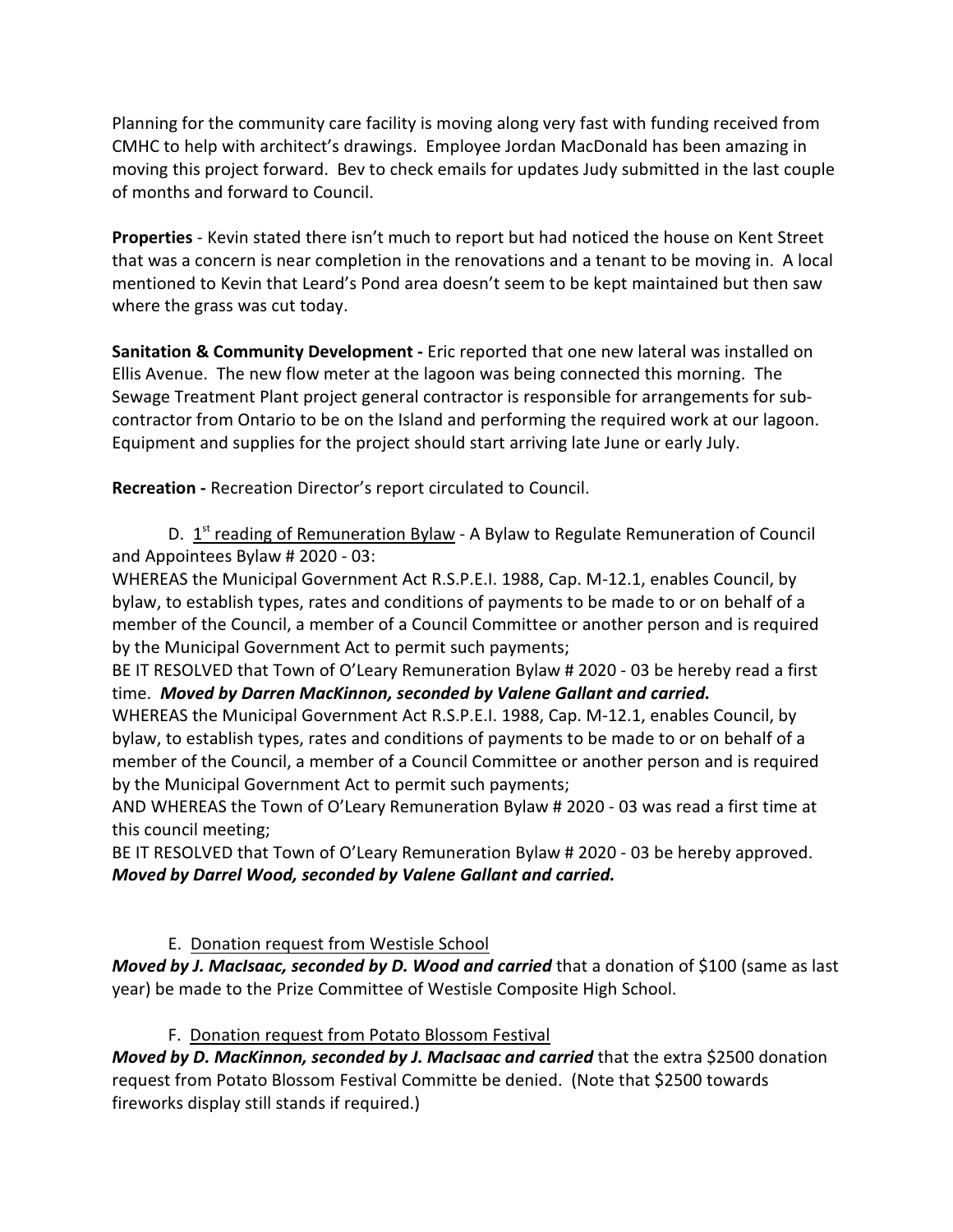Planning for the community care facility is moving along very fast with funding received from CMHC to help with architect's drawings. Employee Jordan MacDonald has been amazing in moving this project forward. Bev to check emails for updates Judy submitted in the last couple of months and forward to Council.

**Properties** - Kevin stated there isn't much to report but had noticed the house on Kent Street that was a concern is near completion in the renovations and a tenant to be moving in. A local mentioned to Kevin that Leard's Pond area doesn't seem to be kept maintained but then saw where the grass was cut today.

**Sanitation & Community Development -** Eric reported that one new lateral was installed on Ellis Avenue. The new flow meter at the lagoon was being connected this morning. The Sewage Treatment Plant project general contractor is responsible for arrangements for sub-contractor from Ontario to be on the Island and performing the required work at our lagoon. Equipment and supplies for the project should start arriving late June or early July.

**Recreation -** Recreation Director's report circulated to Council.

D. 1st reading of Remuneration Bylaw - A Bylaw to Regulate Remuneration of Council and Appointees Bylaw # 2020 - 03:

WHEREAS the Municipal Government Act R.S.P.E.I. 1988, Cap. M-12.1, enables Council, by bylaw, to establish types, rates and conditions of payments to be made to or on behalf of a member of the Council, a member of a Council Committee or another person and is required by the Municipal Government Act to permit such payments;

BE IT RESOLVED that Town of O'Leary Remuneration Bylaw # 2020 - 03 be hereby read a first time. ***Moved by Darren MacKinnon, seconded by Valene Gallant and carried.***

WHEREAS the Municipal Government Act R.S.P.E.I. 1988, Cap. M-12.1, enables Council, by bylaw, to establish types, rates and conditions of payments to be made to or on behalf of a member of the Council, a member of a Council Committee or another person and is required by the Municipal Government Act to permit such payments;

AND WHEREAS the Town of O'Leary Remuneration Bylaw # 2020 - 03 was read a first time at this council meeting;

BE IT RESOLVED that Town of O'Leary Remuneration Bylaw # 2020 - 03 be hereby approved. ***Moved by Darrel Wood, seconded by Valene Gallant and carried.***

E. Donation request from Westisle School

***Moved by J. MacIsaac, seconded by D. Wood and carried*** that a donation of $100 (same as last year) be made to the Prize Committee of Westisle Composite High School.

F. Donation request from Potato Blossom Festival

***Moved by D. MacKinnon, seconded by J. MacIsaac and carried*** that the extra $2500 donation request from Potato Blossom Festival Committe be denied. (Note that $2500 towards fireworks display still stands if required.)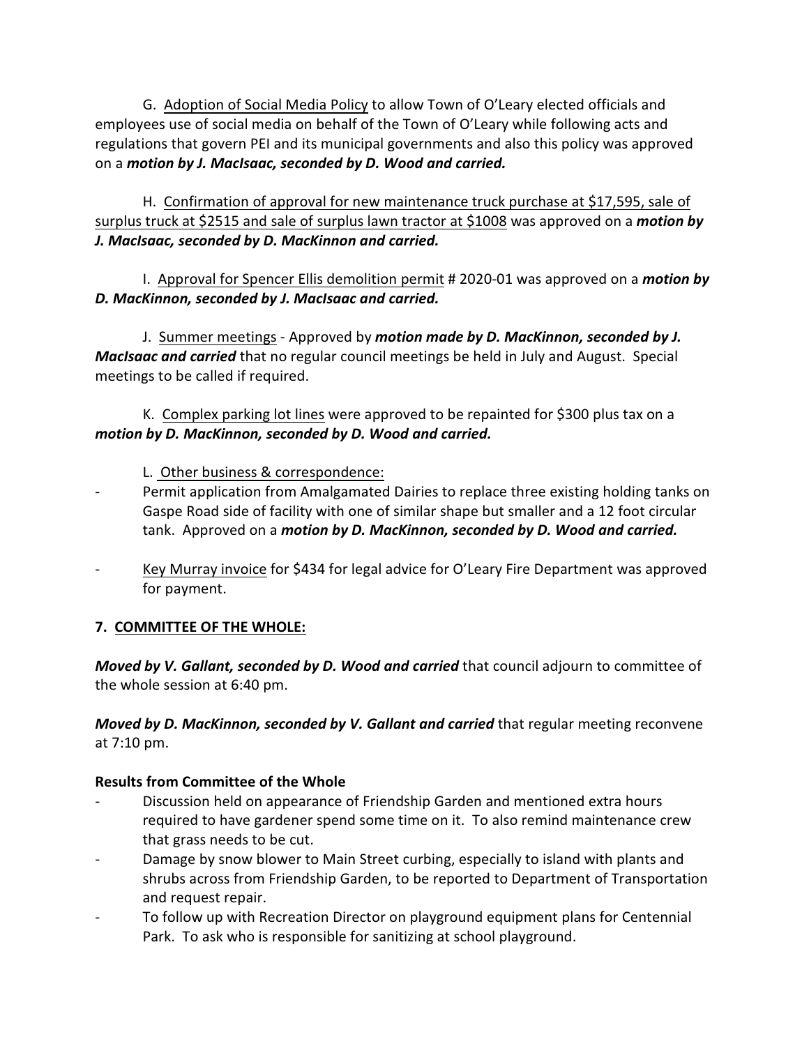G. Adoption of Social Media Policy to allow Town of O'Leary elected officials and employees use of social media on behalf of the Town of O'Leary while following acts and regulations that govern PEI and its municipal governments and also this policy was approved on a ***motion by J. MacIsaac, seconded by D. Wood and carried.***

H. Confirmation of approval for new maintenance truck purchase at $17,595, sale of surplus truck at $2515 and sale of surplus lawn tractor at $1008 was approved on a ***motion by J. MacIsaac, seconded by D. MacKinnon and carried.***

I. Approval for Spencer Ellis demolition permit # 2020-01 was approved on a ***motion by D. MacKinnon, seconded by J. MacIsaac and carried.***

J. Summer meetings - Approved by ***motion made by D. MacKinnon, seconded by J. MacIsaac and carried*** that no regular council meetings be held in July and August. Special meetings to be called if required.

K. Complex parking lot lines were approved to be repainted for $300 plus tax on a ***motion by D. MacKinnon, seconded by D. Wood and carried.***

L. Other business & correspondence:

- Permit application from Amalgamated Dairies to replace three existing holding tanks on Gaspe Road side of facility with one of similar shape but smaller and a 12 foot circular tank. Approved on a ***motion by D. MacKinnon, seconded by D. Wood and carried.***

- Key Murray invoice for $434 for legal advice for O'Leary Fire Department was approved for payment.

## 7. COMMITTEE OF THE WHOLE:

***Moved by V. Gallant, seconded by D. Wood and carried*** that council adjourn to committee of the whole session at 6:40 pm.

***Moved by D. MacKinnon, seconded by V. Gallant and carried*** that regular meeting reconvene at 7:10 pm.

**Results from Committee of the Whole**

- Discussion held on appearance of Friendship Garden and mentioned extra hours required to have gardener spend some time on it. To also remind maintenance crew that grass needs to be cut.
- Damage by snow blower to Main Street curbing, especially to island with plants and shrubs across from Friendship Garden, to be reported to Department of Transportation and request repair.
- To follow up with Recreation Director on playground equipment plans for Centennial Park. To ask who is responsible for sanitizing at school playground.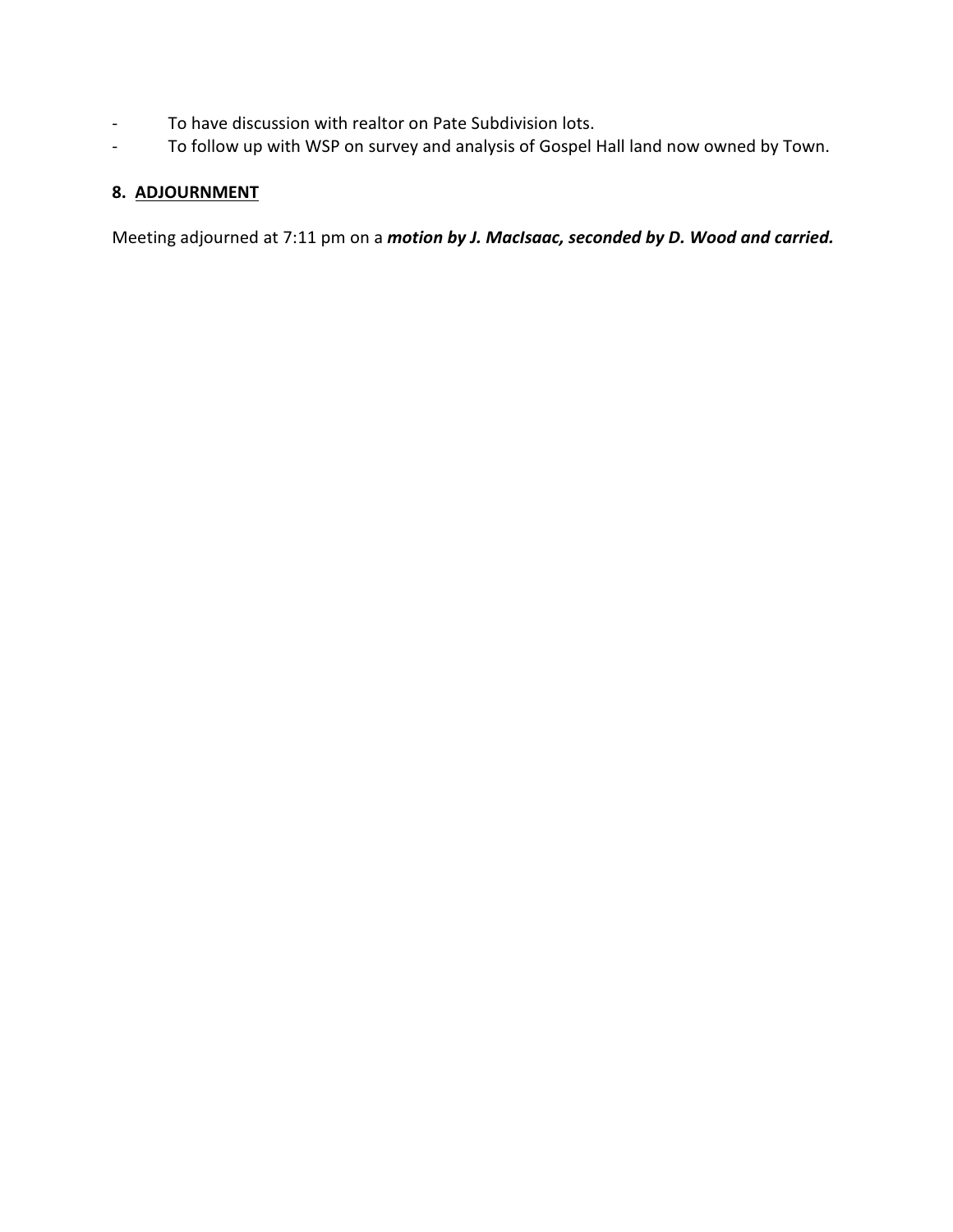- To have discussion with realtor on Pate Subdivision lots.
- To follow up with WSP on survey and analysis of Gospel Hall land now owned by Town.

## 8. <u>ADJOURNMENT</u>

Meeting adjourned at 7:11 pm on a ***motion by J. MacIsaac, seconded by D. Wood and carried.***